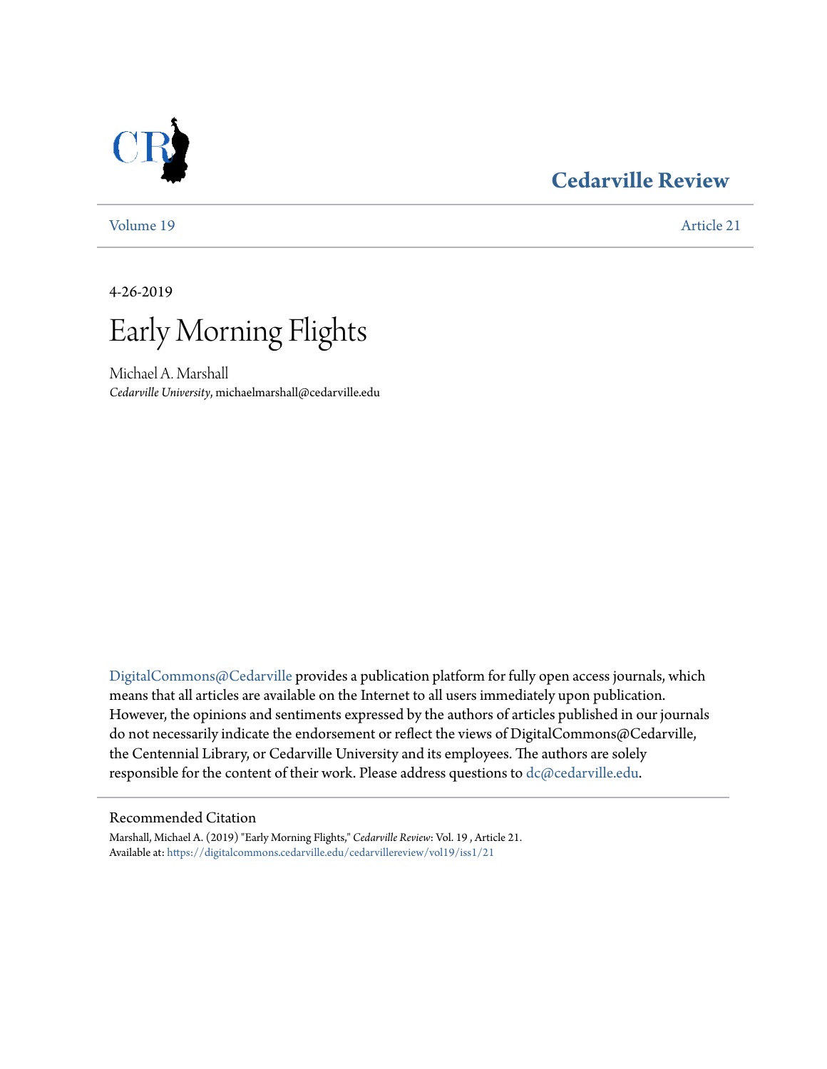# Cedarville Review

Volume 19 | Article 21

4-26-2019

# Early Morning Flights

Michael A. Marshall
*Cedarville University*, michaelmarshall@cedarville.edu

DigitalCommons@Cedarville provides a publication platform for fully open access journals, which means that all articles are available on the Internet to all users immediately upon publication. However, the opinions and sentiments expressed by the authors of articles published in our journals do not necessarily indicate the endorsement or reflect the views of DigitalCommons@Cedarville, the Centennial Library, or Cedarville University and its employees. The authors are solely responsible for the content of their work. Please address questions to dc@cedarville.edu.

## Recommended Citation

Marshall, Michael A. (2019) "Early Morning Flights," *Cedarville Review*: Vol. 19 , Article 21.
Available at: https://digitalcommons.cedarville.edu/cedarvillereview/vol19/iss1/21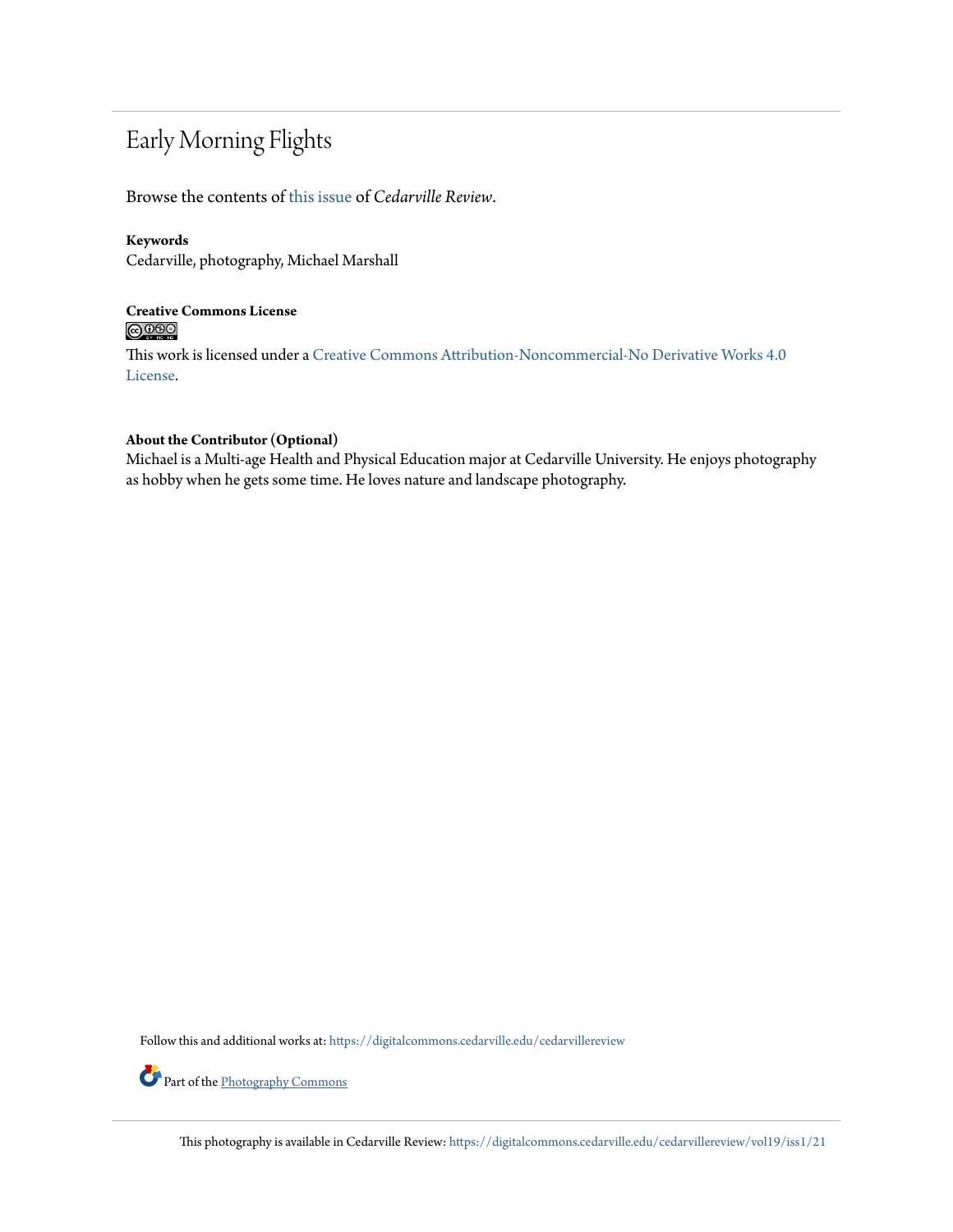# Early Morning Flights

Browse the contents of this issue of *Cedarville Review*.

**Keywords**
Cedarville, photography, Michael Marshall

**Creative Commons License**

This work is licensed under a Creative Commons Attribution-Noncommercial-No Derivative Works 4.0 License.

**About the Contributor (Optional)**
Michael is a Multi-age Health and Physical Education major at Cedarville University. He enjoys photography as hobby when he gets some time. He loves nature and landscape photography.

Follow this and additional works at: https://digitalcommons.cedarville.edu/cedarvillereview

Part of the Photography Commons

This photography is available in Cedarville Review: https://digitalcommons.cedarville.edu/cedarvillereview/vol19/iss1/21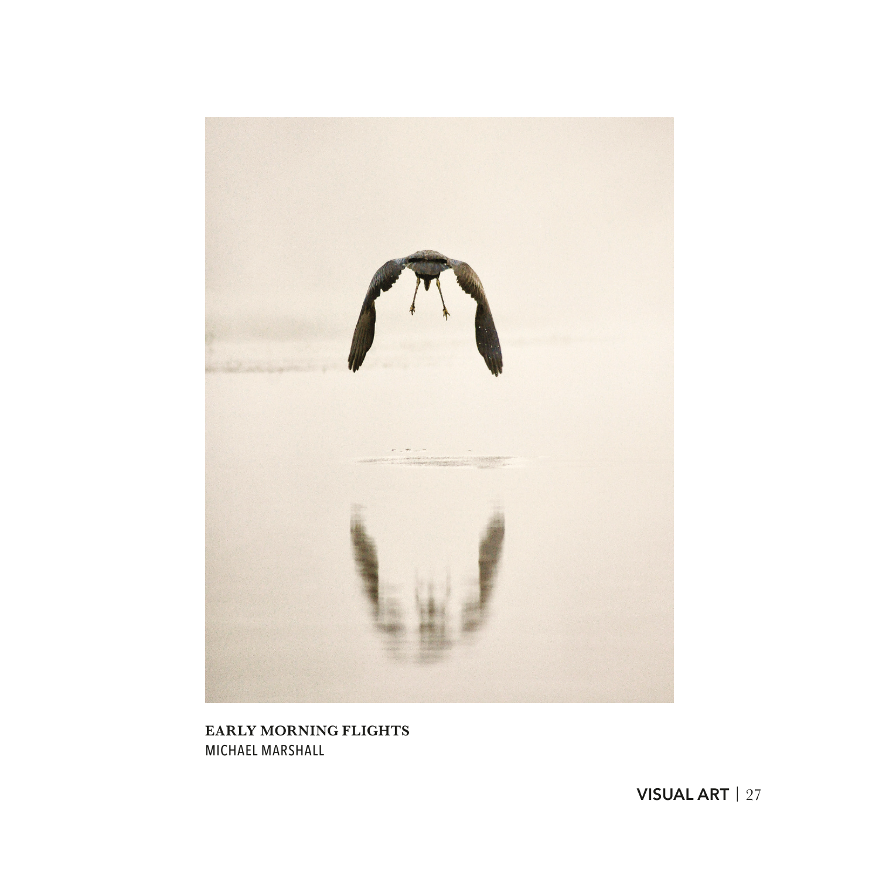**EARLY MORNING FLIGHTS**
MICHAEL MARSHALL